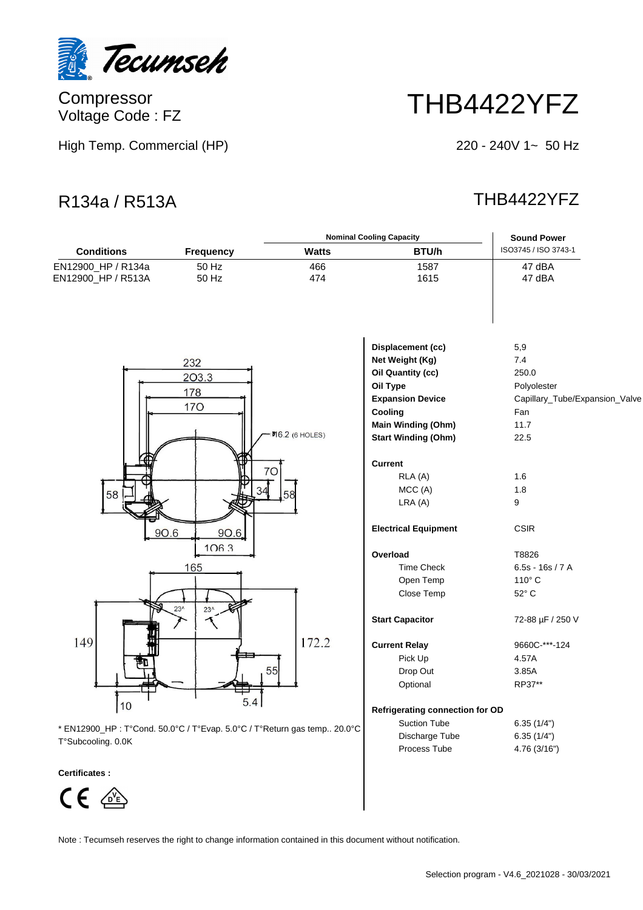Compressor
Voltage Code : FZ

# THB4422YFZ

High Temp. Commercial (HP)

220 - 240V 1~ 50 Hz

## R134a / R513A

## THB4422YFZ

| Conditions | Frequency | Nominal Cooling Capacity | | Sound Power |
|---|---|---|---|---|
| | | Watts | BTU/h | ISO3745 / ISO 3743-1 |
| EN12900_HP / R134a | 50 Hz | 466 | 1587 | 47 dBA |
| EN12900_HP / R513A | 50 Hz | 474 | 1615 | 47 dBA |

| | |
|---|---|
| **Displacement (cc)** | 5,9 |
| **Net Weight (Kg)** | 7.4 |
| **Oil Quantity (cc)** | 250.0 |
| **Oil Type** | Polyolester |
| **Expansion Device** | Capillary_Tube/Expansion_Valve |
| **Cooling** | Fan |
| **Main Winding (Ohm)** | 11.7 |
| **Start Winding (Ohm)** | 22.5 |
| **Current** | |
| RLA (A) | 1.6 |
| MCC (A) | 1.8 |
| LRA (A) | 9 |
| **Electrical Equipment** | CSIR |
| **Overload** | T8826 |
| Time Check | 6.5s - 16s / 7 A |
| Open Temp | 110° C |
| Close Temp | 52° C |
| **Start Capacitor** | 72-88 µF / 250 V |
| **Current Relay** | 9660C-***-124 |
| Pick Up | 4.57A |
| Drop Out | 3.85A |
| Optional | RP37** |
| **Refrigerating connection for OD** | |
| Suction Tube | 6.35 (1/4") |
| Discharge Tube | 6.35 (1/4") |
| Process Tube | 4.76 (3/16") |

* EN12900_HP : T°Cond. 50.0°C / T°Evap. 5.0°C / T°Return gas temp.. 20.0°C T°Subcooling. 0.0K

**Certificates :**

Note : Tecumseh reserves the right to change information contained in this document without notification.

Selection program - V4.6_2021028 - 30/03/2021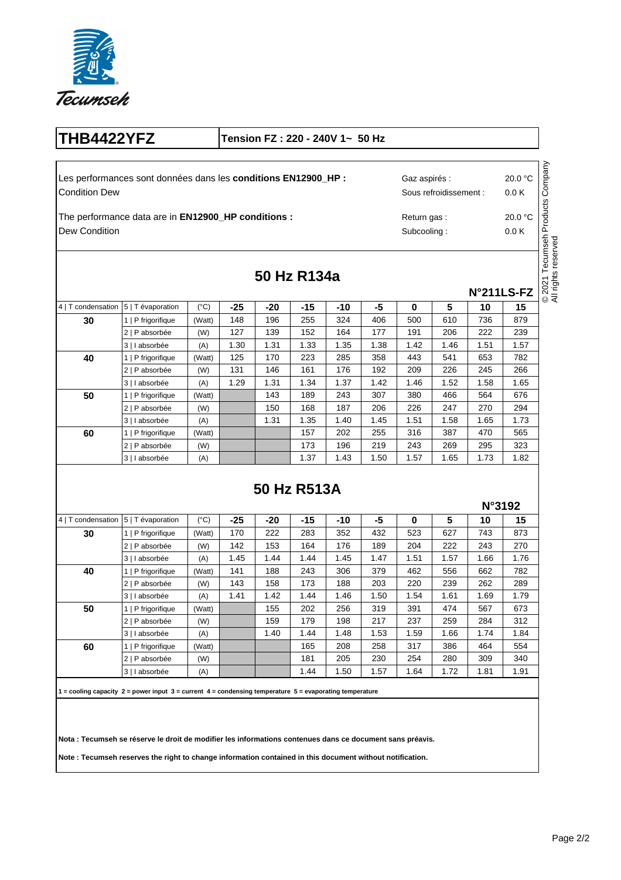# THB4422YFZ

**Tension FZ : 220 - 240V 1~ 50 Hz**

Les performances sont données dans les **conditions EN12900_HP :**
Condition Dew

Gaz aspirés : 20.0 °C
Sous refroidissement : 0.0 K

The performance data are in **EN12900_HP conditions :**
Dew Condition

Return gas : 20.0 °C
Subcooling : 0.0 K

© 2021 Tecumseh Products Company
All rights reserved

## 50 Hz R134a

**N°211LS-FZ**

| 4 \| T condensation | 5 \| T évaporation | (°C) | -25 | -20 | -15 | -10 | -5 | 0 | 5 | 10 | 15 |
|---|---|---|---|---|---|---|---|---|---|---|---|
| **30** | 1 \| P frigorifique | (Watt) | 148 | 196 | 255 | 324 | 406 | 500 | 610 | 736 | 879 |
| | 2 \| P absorbée | (W) | 127 | 139 | 152 | 164 | 177 | 191 | 206 | 222 | 239 |
| | 3 \| I absorbée | (A) | 1.30 | 1.31 | 1.33 | 1.35 | 1.38 | 1.42 | 1.46 | 1.51 | 1.57 |
| **40** | 1 \| P frigorifique | (Watt) | 125 | 170 | 223 | 285 | 358 | 443 | 541 | 653 | 782 |
| | 2 \| P absorbée | (W) | 131 | 146 | 161 | 176 | 192 | 209 | 226 | 245 | 266 |
| | 3 \| I absorbée | (A) | 1.29 | 1.31 | 1.34 | 1.37 | 1.42 | 1.46 | 1.52 | 1.58 | 1.65 |
| **50** | 1 \| P frigorifique | (Watt) | | 143 | 189 | 243 | 307 | 380 | 466 | 564 | 676 |
| | 2 \| P absorbée | (W) | | 150 | 168 | 187 | 206 | 226 | 247 | 270 | 294 |
| | 3 \| I absorbée | (A) | | 1.31 | 1.35 | 1.40 | 1.45 | 1.51 | 1.58 | 1.65 | 1.73 |
| **60** | 1 \| P frigorifique | (Watt) | | | 157 | 202 | 255 | 316 | 387 | 470 | 565 |
| | 2 \| P absorbée | (W) | | | 173 | 196 | 219 | 243 | 269 | 295 | 323 |
| | 3 \| I absorbée | (A) | | | 1.37 | 1.43 | 1.50 | 1.57 | 1.65 | 1.73 | 1.82 |

## 50 Hz R513A

**N°3192**

| 4 \| T condensation | 5 \| T évaporation | (°C) | -25 | -20 | -15 | -10 | -5 | 0 | 5 | 10 | 15 |
|---|---|---|---|---|---|---|---|---|---|---|---|
| **30** | 1 \| P frigorifique | (Watt) | 170 | 222 | 283 | 352 | 432 | 523 | 627 | 743 | 873 |
| | 2 \| P absorbée | (W) | 142 | 153 | 164 | 176 | 189 | 204 | 222 | 243 | 270 |
| | 3 \| I absorbée | (A) | 1.45 | 1.44 | 1.44 | 1.45 | 1.47 | 1.51 | 1.57 | 1.66 | 1.76 |
| **40** | 1 \| P frigorifique | (Watt) | 141 | 188 | 243 | 306 | 379 | 462 | 556 | 662 | 782 |
| | 2 \| P absorbée | (W) | 143 | 158 | 173 | 188 | 203 | 220 | 239 | 262 | 289 |
| | 3 \| I absorbée | (A) | 1.41 | 1.42 | 1.44 | 1.46 | 1.50 | 1.54 | 1.61 | 1.69 | 1.79 |
| **50** | 1 \| P frigorifique | (Watt) | | 155 | 202 | 256 | 319 | 391 | 474 | 567 | 673 |
| | 2 \| P absorbée | (W) | | 159 | 179 | 198 | 217 | 237 | 259 | 284 | 312 |
| | 3 \| I absorbée | (A) | | 1.40 | 1.44 | 1.48 | 1.53 | 1.59 | 1.66 | 1.74 | 1.84 |
| **60** | 1 \| P frigorifique | (Watt) | | | 165 | 208 | 258 | 317 | 386 | 464 | 554 |
| | 2 \| P absorbée | (W) | | | 181 | 205 | 230 | 254 | 280 | 309 | 340 |
| | 3 \| I absorbée | (A) | | | 1.44 | 1.50 | 1.57 | 1.64 | 1.72 | 1.81 | 1.91 |

**1 = cooling capacity 2 = power input 3 = current 4 = condensing temperature 5 = evaporating temperature**

**Nota : Tecumseh se réserve le droit de modifier les informations contenues dans ce document sans préavis.**

**Note : Tecumseh reserves the right to change information contained in this document without notification.**